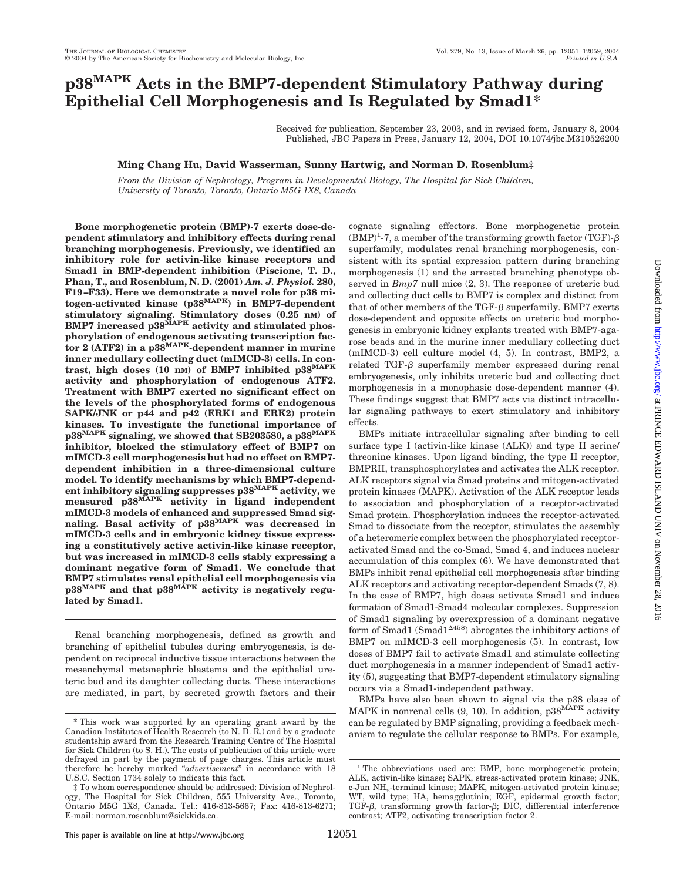# p38[MAPK] Acts in the BMP7-dependent Stimulatory Pathway during Epithelial Cell Morphogenesis and Is Regulated by Smad1*

Received for publication, September 23, 2003, and in revised form, January 8, 2004
Published, JBC Papers in Press, January 12, 2004, DOI 10.1074/jbc.M310526200

**Ming Chang Hu, David Wasserman, Sunny Hartwig, and Norman D. Rosenblum‡**

*From the Division of Nephrology, Program in Developmental Biology, The Hospital for Sick Children, University of Toronto, Toronto, Ontario M5G 1X8, Canada*

**Bone morphogenetic protein (BMP)-7 exerts dose-dependent stimulatory and inhibitory effects during renal branching morphogenesis. Previously, we identified an inhibitory role for activin-like kinase receptors and Smad1 in BMP-dependent inhibition (Piscione, T. D., Phan, T., and Rosenblum, N. D. (2001) *Am. J. Physiol.* 280, F19–F33). Here we demonstrate a novel role for p38 mitogen-activated kinase (p38[MAPK]) in BMP7-dependent stimulatory signaling. Stimulatory doses (0.25 nM) of BMP7 increased p38[MAPK] activity and stimulated phosphorylation of endogenous activating transcription factor 2 (ATF2) in a p38[MAPK]-dependent manner in murine inner medullary collecting duct (mIMCD-3) cells. In contrast, high doses (10 nM) of BMP7 inhibited p38[MAPK] activity and phosphorylation of endogenous ATF2. Treatment with BMP7 exerted no significant effect on the levels of the phosphorylated forms of endogenous SAPK/JNK or p44 and p42 (ERK1 and ERK2) protein kinases. To investigate the functional importance of p38[MAPK] signaling, we showed that SB203580, a p38[MAPK] inhibitor, blocked the stimulatory effect of BMP7 on mIMCD-3 cell morphogenesis but had no effect on BMP7-dependent inhibition in a three-dimensional culture model. To identify mechanisms by which BMP7-dependent inhibitory signaling suppresses p38[MAPK] activity, we measured p38[MAPK] activity in ligand independent mIMCD-3 models of enhanced and suppressed Smad signaling. Basal activity of p38[MAPK] was decreased in mIMCD-3 cells and in embryonic kidney tissue expressing a constitutively active activin-like kinase receptor, but was increased in mIMCD-3 cells stably expressing a dominant negative form of Smad1. We conclude that BMP7 stimulates renal epithelial cell morphogenesis via p38[MAPK] and that p38[MAPK] activity is negatively regulated by Smad1.**

Renal branching morphogenesis, defined as growth and branching of epithelial tubules during embryogenesis, is dependent on reciprocal inductive tissue interactions between the mesenchymal metanephric blastema and the epithelial ureteric bud and its daughter collecting ducts. These interactions are mediated, in part, by secreted growth factors and their cognate signaling effectors. Bone morphogenetic protein (BMP)[1]-7, a member of the transforming growth factor (TGF)-β superfamily, modulates renal branching morphogenesis, consistent with its spatial expression pattern during branching morphogenesis (1) and the arrested branching phenotype observed in *Bmp7* null mice (2, 3). The response of ureteric bud and collecting duct cells to BMP7 is complex and distinct from that of other members of the TGF-β superfamily. BMP7 exerts dose-dependent and opposite effects on ureteric bud morphogenesis in embryonic kidney explants treated with BMP7-agarose beads and in the murine inner medullary collecting duct (mIMCD-3) cell culture model (4, 5). In contrast, BMP2, a related TGF-β superfamily member expressed during renal embryogenesis, only inhibits ureteric bud and collecting duct morphogenesis in a monophasic dose-dependent manner (4). These findings suggest that BMP7 acts via distinct intracellular signaling pathways to exert stimulatory and inhibitory effects.

BMPs initiate intracellular signaling after binding to cell surface type I (activin-like kinase (ALK)) and type II serine/threonine kinases. Upon ligand binding, the type II receptor, BMPRII, transphosphorylates and activates the ALK receptor. ALK receptors signal via Smad proteins and mitogen-activated protein kinases (MAPK). Activation of the ALK receptor leads to association and phosphorylation of a receptor-activated Smad protein. Phosphorylation induces the receptor-activated Smad to dissociate from the receptor, stimulates the assembly of a heteromeric complex between the phosphorylated receptor-activated Smad and the co-Smad, Smad 4, and induces nuclear accumulation of this complex (6). We have demonstrated that BMPs inhibit renal epithelial cell morphogenesis after binding ALK receptors and activating receptor-dependent Smads (7, 8). In the case of BMP7, high doses activate Smad1 and induce formation of Smad1-Smad4 molecular complexes. Suppression of Smad1 signaling by overexpression of a dominant negative form of Smad1 (Smad1$^{\Delta 458}$) abrogates the inhibitory actions of BMP7 on mIMCD-3 cell morphogenesis (5). In contrast, low doses of BMP7 fail to activate Smad1 and stimulate collecting duct morphogenesis in a manner independent of Smad1 activity (5), suggesting that BMP7-dependent stimulatory signaling occurs via a Smad1-independent pathway.

BMPs have also been shown to signal via the p38 class of MAPK in nonrenal cells (9, 10). In addition, p38[MAPK] activity can be regulated by BMP signaling, providing a feedback mechanism to regulate the cellular response to BMPs. For example,

* This work was supported by an operating grant award by the Canadian Institutes of Health Research (to N. D. R.) and by a graduate studentship award from the Research Training Centre of The Hospital for Sick Children (to S. H.). The costs of publication of this article were defrayed in part by the payment of page charges. This article must therefore be hereby marked "*advertisement*" in accordance with 18 U.S.C. Section 1734 solely to indicate this fact.

‡ To whom correspondence should be addressed: Division of Nephrology, The Hospital for Sick Children, 555 University Ave., Toronto, Ontario M5G 1X8, Canada. Tel.: 416-813-5667; Fax: 416-813-6271; E-mail: norman.rosenblum@sickkids.ca.

[1] The abbreviations used are: BMP, bone morphogenetic protein; ALK, activin-like kinase; SAPK, stress-activated protein kinase; JNK, c-Jun $NH_2$-terminal kinase; MAPK, mitogen-activated protein kinase; WT, wild type; HA, hemagglutinin; EGF, epidermal growth factor; TGF-β, transforming growth factor-β; DIC, differential interference contrast; ATF2, activating transcription factor 2.

This paper is available on line at http://www.jbc.org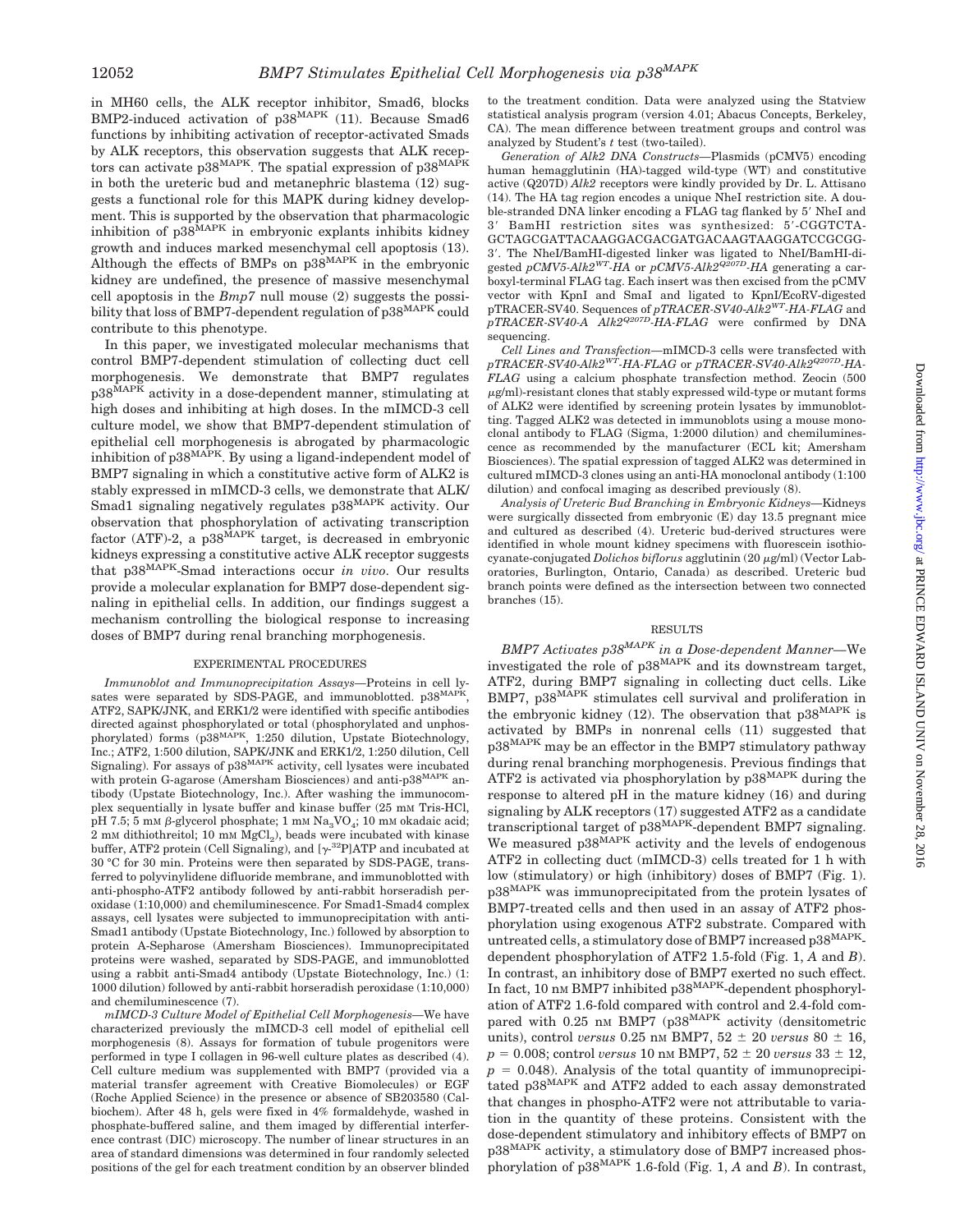in MH60 cells, the ALK receptor inhibitor, Smad6, blocks BMP2-induced activation of $p38^{MAPK}$ (11). Because Smad6 functions by inhibiting activation of receptor-activated Smads by ALK receptors, this observation suggests that ALK receptors can activate $p38^{MAPK}$. The spatial expression of $p38^{MAPK}$ in both the ureteric bud and metanephric blastema (12) suggests a functional role for this MAPK during kidney development. This is supported by the observation that pharmacologic inhibition of $p38^{MAPK}$ in embryonic explants inhibits kidney growth and induces marked mesenchymal cell apoptosis (13). Although the effects of BMPs on $p38^{MAPK}$ in the embryonic kidney are undefined, the presence of massive mesenchymal cell apoptosis in the *Bmp7* null mouse (2) suggests the possibility that loss of BMP7-dependent regulation of $p38^{MAPK}$ could contribute to this phenotype.

In this paper, we investigated molecular mechanisms that control BMP7-dependent stimulation of collecting duct cell morphogenesis. We demonstrate that BMP7 regulates $p38^{MAPK}$ activity in a dose-dependent manner, stimulating at high doses and inhibiting at high doses. In the mIMCD-3 cell culture model, we show that BMP7-dependent stimulation of epithelial cell morphogenesis is abrogated by pharmacologic inhibition of $p38^{MAPK}$. By using a ligand-independent model of BMP7 signaling in which a constitutive active form of ALK2 is stably expressed in mIMCD-3 cells, we demonstrate that ALK/Smad1 signaling negatively regulates $p38^{MAPK}$ activity. Our observation that phosphorylation of activating transcription factor (ATF)-2, a $p38^{MAPK}$ target, is decreased in embryonic kidneys expressing a constitutive active ALK receptor suggests that $p38^{MAPK}$-Smad interactions occur *in vivo*. Our results provide a molecular explanation for BMP7 dose-dependent signaling in epithelial cells. In addition, our findings suggest a mechanism controlling the biological response to increasing doses of BMP7 during renal branching morphogenesis.

## EXPERIMENTAL PROCEDURES

*Immunoblot and Immunoprecipitation Assays*—Proteins in cell lysates were separated by SDS-PAGE, and immunoblotted. $p38^{MAPK}$, ATF2, SAPK/JNK, and ERK1/2 were identified with specific antibodies directed against phosphorylated or total (phosphorylated and unphosphorylated) forms ($p38^{MAPK}$, 1:250 dilution, Upstate Biotechnology, Inc.; ATF2, 1:500 dilution, SAPK/JNK and ERK1/2, 1:250 dilution, Cell Signaling). For assays of $p38^{MAPK}$ activity, cell lysates were incubated with protein G-agarose (Amersham Biosciences) and anti-$p38^{MAPK}$ antibody (Upstate Biotechnology, Inc.). After washing the immunocomplex sequentially in lysate buffer and kinase buffer (25 mM Tris-HCl, pH 7.5; 5 mM β-glycerol phosphate; 1 mM $Na_3VO_4$; 10 mM okadaic acid; 2 mM dithiothreitol; 10 mM $MgCl_2$), beads were incubated with kinase buffer, ATF2 protein (Cell Signaling), and [$\gamma$-$^{32}$P]ATP and incubated at 30 °C for 30 min. Proteins were then separated by SDS-PAGE, transferred to polyvinylidene difluoride membrane, and immunoblotted with anti-phospho-ATF2 antibody followed by anti-rabbit horseradish peroxidase (1:10,000) and chemiluminescence. For Smad1-Smad4 complex assays, cell lysates were subjected to immunoprecipitation with anti-Smad1 antibody (Upstate Biotechnology, Inc.) followed by absorption to protein A-Sepharose (Amersham Biosciences). Immunoprecipitated proteins were washed, separated by SDS-PAGE, and immunoblotted using a rabbit anti-Smad4 antibody (Upstate Biotechnology, Inc.) (1: 1000 dilution) followed by anti-rabbit horseradish peroxidase (1:10,000) and chemiluminescence (7).

*mIMCD-3 Culture Model of Epithelial Cell Morphogenesis*—We have characterized previously the mIMCD-3 cell model of epithelial cell morphogenesis (8). Assays for formation of tubule progenitors were performed in type I collagen in 96-well culture plates as described (4). Cell culture medium was supplemented with BMP7 (provided via a material transfer agreement with Creative Biomolecules) or EGF (Roche Applied Science) in the presence or absence of SB203580 (Calbiochem). After 48 h, gels were fixed in 4% formaldehyde, washed in phosphate-buffered saline, and them imaged by differential interference contrast (DIC) microscopy. The number of linear structures in an area of standard dimensions was determined in four randomly selected positions of the gel for each treatment condition by an observer blinded to the treatment condition. Data were analyzed using the Statview statistical analysis program (version 4.01; Abacus Concepts, Berkeley, CA). The mean difference between treatment groups and control was analyzed by Student's *t* test (two-tailed).

*Generation of Alk2 DNA Constructs*—Plasmids (pCMV5) encoding human hemagglutinin (HA)-tagged wild-type (WT) and constitutive active (Q207D) *Alk2* receptors were kindly provided by Dr. L. Attisano (14). The HA tag region encodes a unique NheI restriction site. A double-stranded DNA linker encoding a FLAG tag flanked by 5′ NheI and 3′ BamHI restriction sites was synthesized: 5′-CGGTCTAGCTAGCGATTACAAGGACGACGATGACAAGTAAGGATCCGCGG-3′. The NheI/BamHI-digested linker was ligated to NheI/BamHI-digested *pCMV5-Alk2^WT-HA* or *pCMV5-Alk2^Q207D-HA* generating a carboxyl-terminal FLAG tag. Each insert was then excised from the pCMV vector with KpnI and SmaI and ligated to KpnI/EcoRV-digested pTRACER-SV40. Sequences of *pTRACER-SV40-Alk2^WT-HA-FLAG* and *pTRACER-SV40-A Alk2^Q207D-HA-FLAG* were confirmed by DNA sequencing.

*Cell Lines and Transfection*—mIMCD-3 cells were transfected with *pTRACER-SV40-Alk2^WT-HA-FLAG* or *pTRACER-SV40-Alk2^Q207D-HA-FLAG* using a calcium phosphate transfection method. Zeocin (500 μg/ml)-resistant clones that stably expressed wild-type or mutant forms of ALK2 were identified by screening protein lysates by immunoblotting. Tagged ALK2 was detected in immunoblots using a mouse monoclonal antibody to FLAG (Sigma, 1:2000 dilution) and chemiluminescence as recommended by the manufacturer (ECL kit; Amersham Biosciences). The spatial expression of tagged ALK2 was determined in cultured mIMCD-3 clones using an anti-HA monoclonal antibody (1:100 dilution) and confocal imaging as described previously (8).

*Analysis of Ureteric Bud Branching in Embryonic Kidneys*—Kidneys were surgically dissected from embryonic (E) day 13.5 pregnant mice and cultured as described (4). Ureteric bud-derived structures were identified in whole mount kidney specimens with fluorescein isothiocyanate-conjugated *Dolichos biflorus* agglutinin (20 μg/ml) (Vector Laboratories, Burlington, Ontario, Canada) as described. Ureteric bud branch points were defined as the intersection between two connected branches (15).

## RESULTS

*BMP7 Activates $p38^{MAPK}$ in a Dose-dependent Manner*—We investigated the role of $p38^{MAPK}$ and its downstream target, ATF2, during BMP7 signaling in collecting duct cells. Like BMP7, $p38^{MAPK}$ stimulates cell survival and proliferation in the embryonic kidney (12). The observation that $p38^{MAPK}$ is activated by BMPs in nonrenal cells (11) suggested that $p38^{MAPK}$ may be an effector in the BMP7 stimulatory pathway during renal branching morphogenesis. Previous findings that ATF2 is activated via phosphorylation by $p38^{MAPK}$ during the response to altered pH in the mature kidney (16) and during signaling by ALK receptors (17) suggested ATF2 as a candidate transcriptional target of $p38^{MAPK}$-dependent BMP7 signaling. We measured $p38^{MAPK}$ activity and the levels of endogenous ATF2 in collecting duct (mIMCD-3) cells treated for 1 h with low (stimulatory) or high (inhibitory) doses of BMP7 (Fig. 1). $p38^{MAPK}$ was immunoprecipitated from the protein lysates of BMP7-treated cells and then used in an assay of ATF2 phosphorylation using exogenous ATF2 substrate. Compared with untreated cells, a stimulatory dose of BMP7 increased $p38^{MAPK}$-dependent phosphorylation of ATF2 1.5-fold (Fig. 1, *A* and *B*). In contrast, an inhibitory dose of BMP7 exerted no such effect. In fact, 10 nM BMP7 inhibited $p38^{MAPK}$-dependent phosphorylation of ATF2 1.6-fold compared with control and 2.4-fold compared with 0.25 nM BMP7 ($p38^{MAPK}$ activity (densitometric units), control *versus* 0.25 nM BMP7, 52 ± 20 *versus* 80 ± 16, $p = 0.008$; control *versus* 10 nM BMP7, 52 ± 20 *versus* 33 ± 12, $p = 0.048$). Analysis of the total quantity of immunoprecipitated $p38^{MAPK}$ and ATF2 added to each assay demonstrated that changes in phospho-ATF2 were not attributable to variation in the quantity of these proteins. Consistent with the dose-dependent stimulatory and inhibitory effects of BMP7 on $p38^{MAPK}$ activity, a stimulatory dose of BMP7 increased phosphorylation of $p38^{MAPK}$ 1.6-fold (Fig. 1, *A* and *B*). In contrast,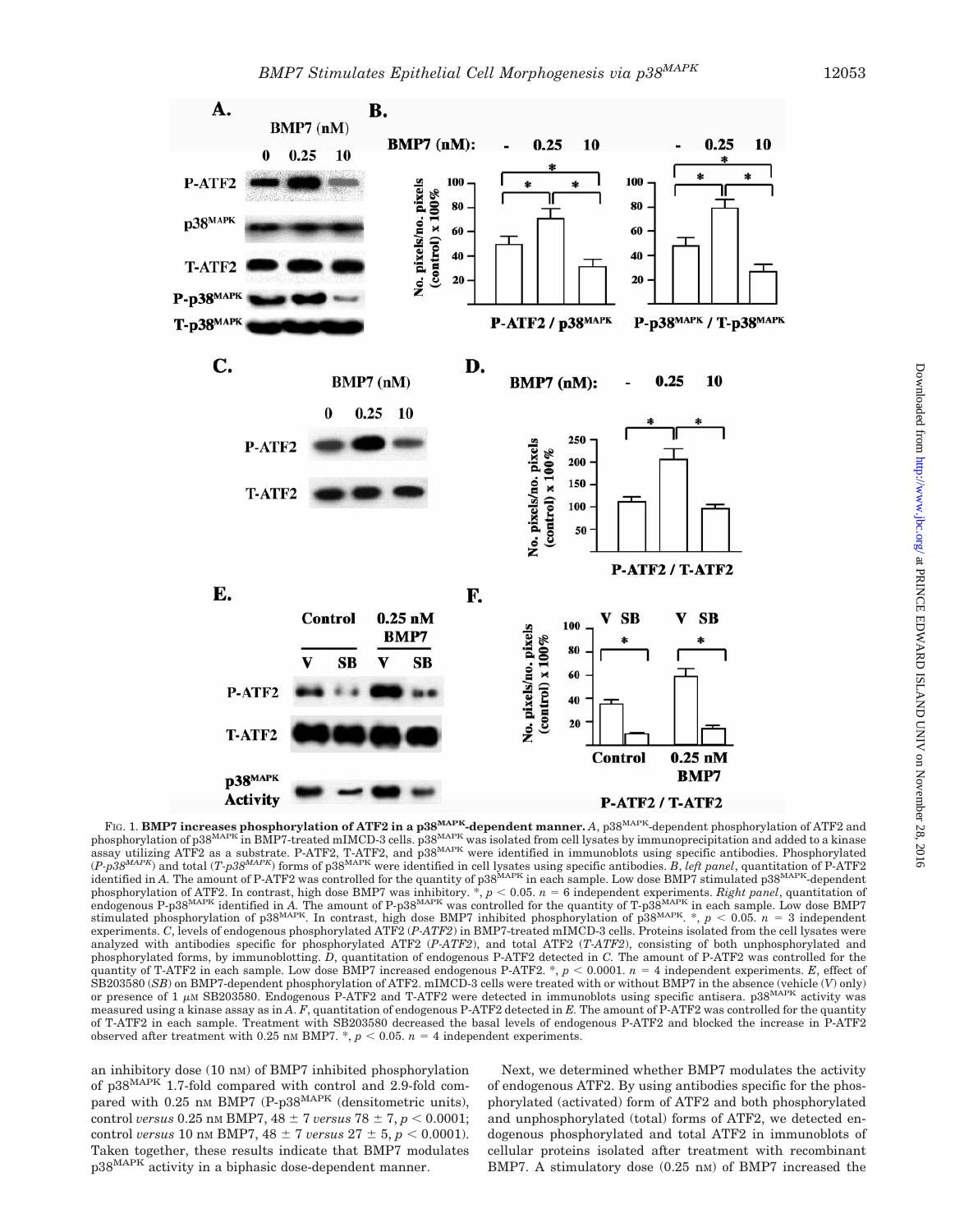FIG. 1. **BMP7 increases phosphorylation of ATF2 in a p38$^{MAPK}$-dependent manner.** *A*, p38$^{MAPK}$-dependent phosphorylation of ATF2 and phosphorylation of p38$^{MAPK}$ in BMP7-treated mIMCD-3 cells. p38$^{MAPK}$ was isolated from cell lysates by immunoprecipitation and added to a kinase assay utilizing ATF2 as a substrate. P-ATF2, T-ATF2, and p38$^{MAPK}$ were identified in immunoblots using specific antibodies. Phosphorylated (*P-p38$^{MAPK}$*) and total (*T-p38$^{MAPK}$*) forms of p38$^{MAPK}$ were identified in cell lysates using specific antibodies. *B*, *left panel*, quantitation of P-ATF2 identified in *A*. The amount of P-ATF2 was controlled for the quantity of p38$^{MAPK}$ in each sample. Low dose BMP7 stimulated p38$^{MAPK}$-dependent phosphorylation of ATF2. In contrast, high dose BMP7 was inhibitory. *, $p < 0.05$. $n = 6$ independent experiments. *Right panel*, quantitation of endogenous P-p38$^{MAPK}$ identified in *A*. The amount of P-p38$^{MAPK}$ was controlled for the quantity of T-p38$^{MAPK}$ in each sample. Low dose BMP7 stimulated phosphorylation of p38$^{MAPK}$. In contrast, high dose BMP7 inhibited phosphorylation of p38$^{MAPK}$. *, $p < 0.05$. $n = 3$ independent experiments. *C*, levels of endogenous phosphorylated ATF2 (*P-ATF2*) in BMP7-treated mIMCD-3 cells. Proteins isolated from the cell lysates were analyzed with antibodies specific for phosphorylated ATF2 (*P-ATF2*), and total ATF2 (*T-ATF2*), consisting of both unphosphorylated and phosphorylated forms, by immunoblotting. *D*, quantitation of endogenous P-ATF2 detected in *C*. The amount of P-ATF2 was controlled for the quantity of T-ATF2 in each sample. Low dose BMP7 increased endogenous P-ATF2. *, $p < 0.0001$. $n = 4$ independent experiments. *E*, effect of SB203580 (*SB*) on BMP7-dependent phosphorylation of ATF2. mIMCD-3 cells were treated with or without BMP7 in the absence (vehicle (*V*) only) or presence of 1 μM SB203580. Endogenous P-ATF2 and T-ATF2 were detected in immunoblots using specific antisera. p38$^{MAPK}$ activity was measured using a kinase assay as in *A*. *F*, quantitation of endogenous P-ATF2 detected in *E*. The amount of P-ATF2 was controlled for the quantity of T-ATF2 in each sample. Treatment with SB203580 decreased the basal levels of endogenous P-ATF2 and blocked the increase in P-ATF2 observed after treatment with 0.25 nM BMP7. *, $p < 0.05$. $n = 4$ independent experiments.

an inhibitory dose (10 nM) of BMP7 inhibited phosphorylation of p38$^{MAPK}$ 1.7-fold compared with control and 2.9-fold compared with 0.25 nM BMP7 (P-p38$^{MAPK}$ (densitometric units), control *versus* 0.25 nM BMP7, 48 ± 7 *versus* 78 ± 7, $p < 0.0001$; control *versus* 10 nM BMP7, 48 ± 7 *versus* 27 ± 5, $p < 0.0001$). Taken together, these results indicate that BMP7 modulates p38$^{MAPK}$ activity in a biphasic dose-dependent manner.

Next, we determined whether BMP7 modulates the activity of endogenous ATF2. By using antibodies specific for the phosphorylated (activated) form of ATF2 and both phosphorylated and unphosphorylated (total) forms of ATF2, we detected endogenous phosphorylated and total ATF2 in immunoblots of cellular proteins isolated after treatment with recombinant BMP7. A stimulatory dose (0.25 nM) of BMP7 increased the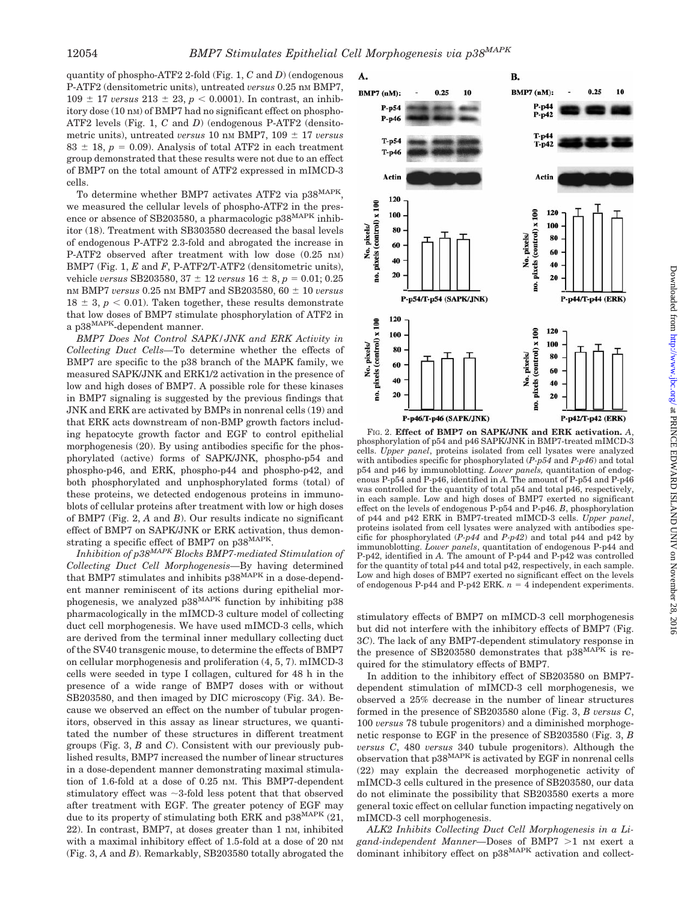quantity of phospho-ATF2 2-fold (Fig. 1, *C* and *D*) (endogenous P-ATF2 (densitometric units), untreated *versus* 0.25 nM BMP7, 109 ± 17 *versus* 213 ± 23, $p < 0.0001$). In contrast, an inhibitory dose (10 nM) of BMP7 had no significant effect on phospho-ATF2 levels (Fig. 1, *C* and *D*) (endogenous P-ATF2 (densitometric units), untreated *versus* 10 nM BMP7, 109 ± 17 *versus* 83 ± 18, $p = 0.09$). Analysis of total ATF2 in each treatment group demonstrated that these results were not due to an effect of BMP7 on the total amount of ATF2 expressed in mIMCD-3 cells.

To determine whether BMP7 activates ATF2 via $p38^{MAPK}$, we measured the cellular levels of phospho-ATF2 in the presence or absence of SB203580, a pharmacologic $p38^{MAPK}$ inhibitor (18). Treatment with SB303580 decreased the basal levels of endogenous P-ATF2 2.3-fold and abrogated the increase in P-ATF2 observed after treatment with low dose (0.25 nM) BMP7 (Fig. 1, *E* and *F*, P-ATF2/T-ATF2 (densitometric units), vehicle *versus* SB203580, 37 ± 12 *versus* 16 ± 8, $p = 0.01$; 0.25 nM BMP7 *versus* 0.25 nM BMP7 and SB203580, 60 ± 10 *versus* 18 ± 3, $p < 0.01$). Taken together, these results demonstrate that low doses of BMP7 stimulate phosphorylation of ATF2 in a $p38^{MAPK}$-dependent manner.

*BMP7 Does Not Control SAPK/JNK and ERK Activity in Collecting Duct Cells*—To determine whether the effects of BMP7 are specific to the p38 branch of the MAPK family, we measured SAPK/JNK and ERK1/2 activation in the presence of low and high doses of BMP7. A possible role for these kinases in BMP7 signaling is suggested by the previous findings that JNK and ERK are activated by BMPs in nonrenal cells (19) and that ERK acts downstream of non-BMP growth factors including hepatocyte growth factor and EGF to control epithelial morphogenesis (20). By using antibodies specific for the phosphorylated (active) forms of SAPK/JNK, phospho-p54 and phospho-p46, and ERK, phospho-p44 and phospho-p42, and both phosphorylated and unphosphorylated forms (total) of these proteins, we detected endogenous proteins in immunoblots of cellular proteins after treatment with low or high doses of BMP7 (Fig. 2, *A* and *B*). Our results indicate no significant effect of BMP7 on SAPK/JNK or ERK activation, thus demonstrating a specific effect of BMP7 on $p38^{MAPK}$.

*Inhibition of $p38^{MAPK}$ Blocks BMP7-mediated Stimulation of Collecting Duct Cell Morphogenesis*—By having determined that BMP7 stimulates and inhibits $p38^{MAPK}$ in a dose-dependent manner reminiscent of its actions during epithelial morphogenesis, we analyzed $p38^{MAPK}$ function by inhibiting p38 pharmacologically in the mIMCD-3 culture model of collecting duct cell morphogenesis. We have used mIMCD-3 cells, which are derived from the terminal inner medullary collecting duct of the SV40 transgenic mouse, to determine the effects of BMP7 on cellular morphogenesis and proliferation (4, 5, 7). mIMCD-3 cells were seeded in type I collagen, cultured for 48 h in the presence of a wide range of BMP7 doses with or without SB203580, and then imaged by DIC microscopy (Fig. 3*A*). Because we observed an effect on the number of tubular progenitors, observed in this assay as linear structures, we quantitated the number of these structures in different treatment groups (Fig. 3, *B* and *C*). Consistent with our previously published results, BMP7 increased the number of linear structures in a dose-dependent manner demonstrating maximal stimulation of 1.6-fold at a dose of 0.25 nM. This BMP7-dependent stimulatory effect was ~3-fold less potent that that observed after treatment with EGF. The greater potency of EGF may due to its property of stimulating both ERK and $p38^{MAPK}$ (21, 22). In contrast, BMP7, at doses greater than 1 nM, inhibited with a maximal inhibitory effect of 1.5-fold at a dose of 20 nM (Fig. 3, *A* and *B*). Remarkably, SB203580 totally abrogated the stimulatory effects of BMP7 on mIMCD-3 cell morphogenesis but did not interfere with the inhibitory effects of BMP7 (Fig. 3*C*). The lack of any BMP7-dependent stimulatory response in the presence of SB203580 demonstrates that $p38^{MAPK}$ is required for the stimulatory effects of BMP7.

In addition to the inhibitory effect of SB203580 on BMP7-dependent stimulation of mIMCD-3 cell morphogenesis, we observed a 25% decrease in the number of linear structures formed in the presence of SB203580 alone (Fig. 3, *B versus C*, 100 *versus* 78 tubule progenitors) and a diminished morphogenetic response to EGF in the presence of SB203580 (Fig. 3, *B versus C*, 480 *versus* 340 tubule progenitors). Although the observation that $p38^{MAPK}$ is activated by EGF in nonrenal cells (22) may explain the decreased morphogenetic activity of mIMCD-3 cells cultured in the presence of SB203580, our data do not eliminate the possibility that SB203580 exerts a more general toxic effect on cellular function impacting negatively on mIMCD-3 cell morphogenesis.

*ALK2 Inhibits Collecting Duct Cell Morphogenesis in a Ligand-independent Manner*—Doses of BMP7 >1 nM exert a dominant inhibitory effect on $p38^{MAPK}$ activation and collect-

FIG. 2. **Effect of BMP7 on SAPK/JNK and ERK activation.** *A*, phosphorylation of p54 and p46 SAPK/JNK in BMP7-treated mIMCD-3 cells. *Upper panel*, proteins isolated from cell lysates were analyzed with antibodies specific for phosphorylated (*P-p54* and *P-p46*) and total p54 and p46 by immunoblotting. *Lower panels,* quantitation of endogenous P-p54 and P-p46, identified in *A*. The amount of P-p54 and P-p46 was controlled for the quantity of total p54 and total p46, respectively, in each sample. Low and high doses of BMP7 exerted no significant effect on the levels of endogenous P-p54 and P-p46. *B*, phosphorylation of p44 and p42 ERK in BMP7-treated mIMCD-3 cells. *Upper panel*, proteins isolated from cell lysates were analyzed with antibodies specific for phosphorylated (*P-p44* and *P-p42*) and total p44 and p42 by immunoblotting. *Lower panels*, quantitation of endogenous P-p44 and P-p42, identified in *A*. The amount of P-p44 and P-p42 was controlled for the quantity of total p44 and total p42, respectively, in each sample. Low and high doses of BMP7 exerted no significant effect on the levels of endogenous P-p44 and P-p42 ERK. $n = 4$ independent experiments.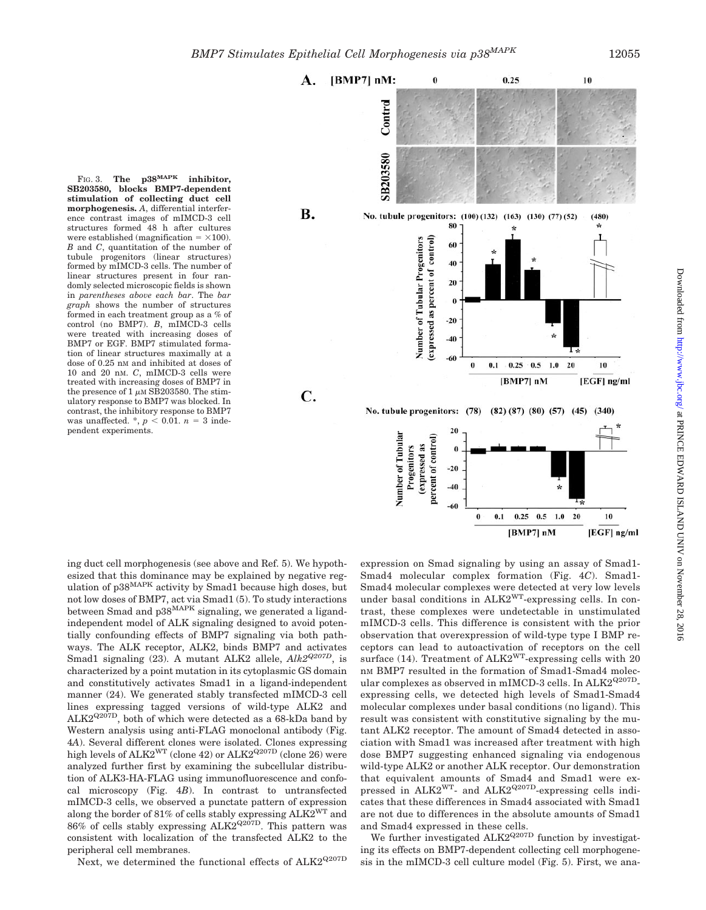FIG. 3. **The $p38^{MAPK}$ inhibitor, SB203580, blocks BMP7-dependent stimulation of collecting duct cell morphogenesis.** *A*, differential interference contrast images of mIMCD-3 cell structures formed 48 h after cultures were established (magnification = ×100). *B* and *C*, quantitation of the number of tubule progenitors (linear structures) formed by mIMCD-3 cells. The number of linear structures present in four randomly selected microscopic fields is shown in *parentheses above each bar*. The *bar graph* shows the number of structures formed in each treatment group as a % of control (no BMP7). *B*, mIMCD-3 cells were treated with increasing doses of BMP7 or EGF. BMP7 stimulated formation of linear structures maximally at a dose of 0.25 nM and inhibited at doses of 10 and 20 nM. *C*, mIMCD-3 cells were treated with increasing doses of BMP7 in the presence of 1 μM SB203580. The stimulatory response to BMP7 was blocked. In contrast, the inhibitory response to BMP7 was unaffected. *, $p < 0.01$. $n = 3$ independent experiments.

ing duct cell morphogenesis (see above and Ref. 5). We hypothesized that this dominance may be explained by negative regulation of $p38^{MAPK}$ activity by Smad1 because high doses, but not low doses of BMP7, act via Smad1 (5). To study interactions between Smad and $p38^{MAPK}$ signaling, we generated a ligand-independent model of ALK signaling designed to avoid potentially confounding effects of BMP7 signaling via both pathways. The ALK receptor, ALK2, binds BMP7 and activates Smad1 signaling (23). A mutant ALK2 allele, *$Alk2^{Q207D}$*, is characterized by a point mutation in its cytoplasmic GS domain and constitutively activates Smad1 in a ligand-independent manner (24). We generated stably transfected mIMCD-3 cell lines expressing tagged versions of wild-type ALK2 and $ALK2^{Q207D}$, both of which were detected as a 68-kDa band by Western analysis using anti-FLAG monoclonal antibody (Fig. 4*A*). Several different clones were isolated. Clones expressing high levels of $ALK2^{WT}$ (clone 42) or $ALK2^{Q207D}$ (clone 26) were analyzed further first by examining the subcellular distribution of ALK3-HA-FLAG using immunofluorescence and confocal microscopy (Fig. 4*B*). In contrast to untransfected mIMCD-3 cells, we observed a punctate pattern of expression along the border of 81% of cells stably expressing $ALK2^{WT}$ and 86% of cells stably expressing $ALK2^{Q207D}$. This pattern was consistent with localization of the transfected ALK2 to the peripheral cell membranes.

Next, we determined the functional effects of $ALK2^{Q207D}$ expression on Smad signaling by using an assay of Smad1-Smad4 molecular complex formation (Fig. 4*C*). Smad1-Smad4 molecular complexes were detected at very low levels under basal conditions in $ALK2^{WT}$-expressing cells. In contrast, these complexes were undetectable in unstimulated mIMCD-3 cells. This difference is consistent with the prior observation that overexpression of wild-type type I BMP receptors can lead to autoactivation of receptors on the cell surface (14). Treatment of $ALK2^{WT}$-expressing cells with 20 nM BMP7 resulted in the formation of Smad1-Smad4 molecular complexes as observed in mIMCD-3 cells. In $ALK2^{Q207D}$-expressing cells, we detected high levels of Smad1-Smad4 molecular complexes under basal conditions (no ligand). This result was consistent with constitutive signaling by the mutant ALK2 receptor. The amount of Smad4 detected in association with Smad1 was increased after treatment with high dose BMP7 suggesting enhanced signaling via endogenous wild-type ALK2 or another ALK receptor. Our demonstration that equivalent amounts of Smad4 and Smad1 were expressed in $ALK2^{WT}$- and $ALK2^{Q207D}$-expressing cells indicates that these differences in Smad4 associated with Smad1 are not due to differences in the absolute amounts of Smad1 and Smad4 expressed in these cells.

We further investigated $ALK2^{Q207D}$ function by investigating its effects on BMP7-dependent collecting cell morphogenesis in the mIMCD-3 cell culture model (Fig. 5). First, we ana-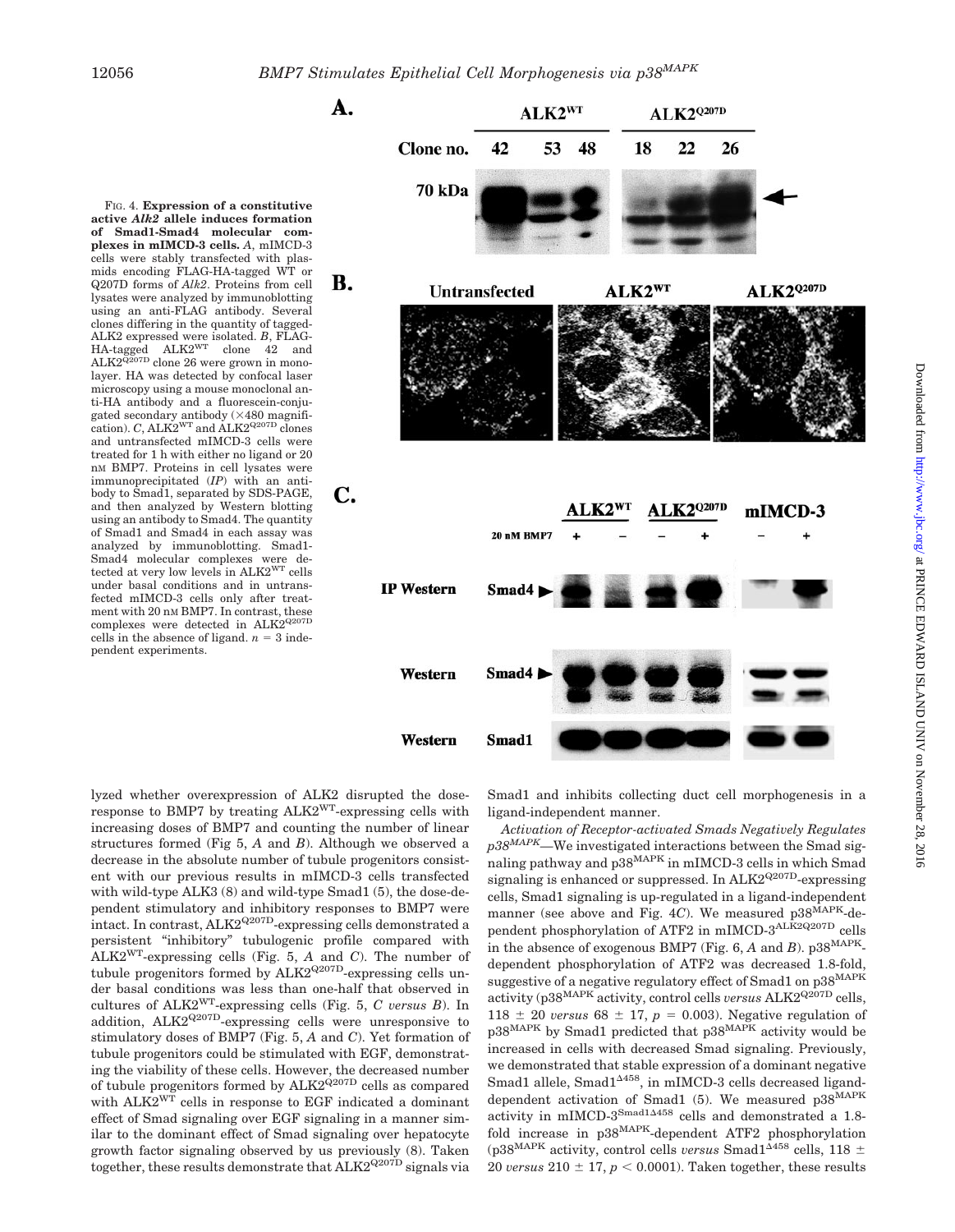FIG. 4. **Expression of a constitutive active *Alk2* allele induces formation of Smad1-Smad4 molecular complexes in mIMCD-3 cells.** *A*, mIMCD-3 cells were stably transfected with plasmids encoding FLAG-HA-tagged WT or Q207D forms of *Alk2*. Proteins from cell lysates were analyzed by immunoblotting using an anti-FLAG antibody. Several clones differing in the quantity of tagged-ALK2 expressed were isolated. *B*, FLAG-HA-tagged $ALK2^{WT}$ clone 42 and $ALK2^{Q207D}$ clone 26 were grown in monolayer. HA was detected by confocal laser microscopy using a mouse monoclonal anti-HA antibody and a fluorescein-conjugated secondary antibody (×480 magnification). *C*, $ALK2^{WT}$ and $ALK2^{Q207D}$ clones and untransfected mIMCD-3 cells were treated for 1 h with either no ligand or 20 nM BMP7. Proteins in cell lysates were immunoprecipitated (*IP*) with an antibody to Smad1, separated by SDS-PAGE, and then analyzed by Western blotting using an antibody to Smad4. The quantity of Smad1 and Smad4 in each assay was analyzed by immunoblotting. Smad1-Smad4 molecular complexes were detected at very low levels in $ALK2^{WT}$ cells under basal conditions and in untransfected mIMCD-3 cells only after treatment with 20 nM BMP7. In contrast, these complexes were detected in $ALK2^{Q207D}$ cells in the absence of ligand. $n = 3$ independent experiments.

lyzed whether overexpression of ALK2 disrupted the dose-response to BMP7 by treating $ALK2^{WT}$-expressing cells with increasing doses of BMP7 and counting the number of linear structures formed (Fig 5, *A* and *B*). Although we observed a decrease in the absolute number of tubule progenitors consistent with our previous results in mIMCD-3 cells transfected with wild-type ALK3 (8) and wild-type Smad1 (5), the dose-dependent stimulatory and inhibitory responses to BMP7 were intact. In contrast, $ALK2^{Q207D}$-expressing cells demonstrated a persistent "inhibitory" tubulogenic profile compared with $ALK2^{WT}$-expressing cells (Fig. 5, *A* and *C*). The number of tubule progenitors formed by $ALK2^{Q207D}$-expressing cells under basal conditions was less than one-half that observed in cultures of $ALK2^{WT}$-expressing cells (Fig. 5, *C versus B*). In addition, $ALK2^{Q207D}$-expressing cells were unresponsive to stimulatory doses of BMP7 (Fig. 5, *A* and *C*). Yet formation of tubule progenitors could be stimulated with EGF, demonstrating the viability of these cells. However, the decreased number of tubule progenitors formed by $ALK2^{Q207D}$ cells as compared with $ALK2^{WT}$ cells in response to EGF indicated a dominant effect of Smad signaling over EGF signaling in a manner similar to the dominant effect of Smad signaling over hepatocyte growth factor signaling observed by us previously (8). Taken together, these results demonstrate that $ALK2^{Q207D}$ signals via Smad1 and inhibits collecting duct cell morphogenesis in a ligand-independent manner.

*Activation of Receptor-activated Smads Negatively Regulates* $p38^{MAPK}$—We investigated interactions between the Smad signaling pathway and $p38^{MAPK}$ in mIMCD-3 cells in which Smad signaling is enhanced or suppressed. In $ALK2^{Q207D}$-expressing cells, Smad1 signaling is up-regulated in a ligand-independent manner (see above and Fig. 4*C*). We measured $p38^{MAPK}$-dependent phosphorylation of ATF2 in mIMCD-$3^{ALK2Q207D}$ cells in the absence of exogenous BMP7 (Fig. 6, *A* and *B*). $p38^{MAPK}$-dependent phosphorylation of ATF2 was decreased 1.8-fold, suggestive of a negative regulatory effect of Smad1 on $p38^{MAPK}$ activity ($p38^{MAPK}$ activity, control cells *versus* $ALK2^{Q207D}$ cells, 118 ± 20 *versus* 68 ± 17, $p = 0.003$). Negative regulation of $p38^{MAPK}$ by Smad1 predicted that $p38^{MAPK}$ activity would be increased in cells with decreased Smad signaling. Previously, we demonstrated that stable expression of a dominant negative Smad1 allele, $Smad1^{\Delta 458}$, in mIMCD-3 cells decreased ligand-dependent activation of Smad1 (5). We measured $p38^{MAPK}$ activity in mIMCD-$3^{Smad1\Delta 458}$ cells and demonstrated a 1.8-fold increase in $p38^{MAPK}$-dependent ATF2 phosphorylation ($p38^{MAPK}$ activity, control cells *versus* $Smad1^{\Delta 458}$ cells, 118 ± 20 *versus* 210 ± 17, $p < 0.0001$). Taken together, these results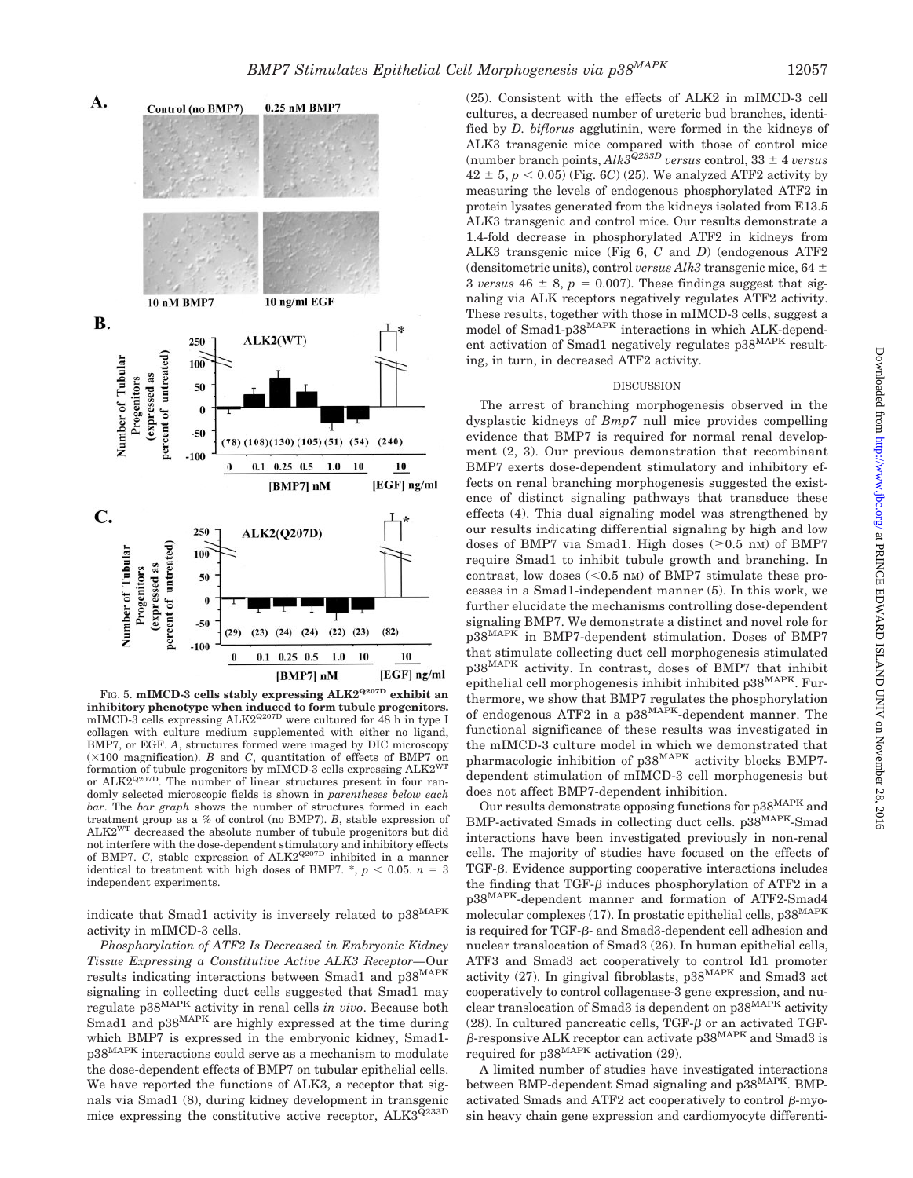FIG. 5. **mIMCD-3 cells stably expressing ALK2$^{Q207D}$ exhibit an inhibitory phenotype when induced to form tubule progenitors.** mIMCD-3 cells expressing ALK2$^{Q207D}$ were cultured for 48 h in type I collagen with culture medium supplemented with either no ligand, BMP7, or EGF. *A*, structures formed were imaged by DIC microscopy (×100 magnification). *B* and *C*, quantitation of effects of BMP7 on formation of tubule progenitors by mIMCD-3 cells expressing ALK2$^{WT}$ or ALK2$^{Q207D}$. The number of linear structures present in four randomly selected microscopic fields is shown in *parentheses below each bar*. The *bar graph* shows the number of structures formed in each treatment group as a % of control (no BMP7). *B*, stable expression of ALK2$^{WT}$ decreased the absolute number of tubule progenitors but did not interfere with the dose-dependent stimulatory and inhibitory effects of BMP7. *C*, stable expression of ALK2$^{Q207D}$ inhibited in a manner identical to treatment with high doses of BMP7. *, $p < 0.05$. $n = 3$ independent experiments.

indicate that Smad1 activity is inversely related to p38$^{MAPK}$ activity in mIMCD-3 cells.

*Phosphorylation of ATF2 Is Decreased in Embryonic Kidney Tissue Expressing a Constitutive Active ALK3 Receptor*—Our results indicating interactions between Smad1 and p38$^{MAPK}$ signaling in collecting duct cells suggested that Smad1 may regulate p38$^{MAPK}$ activity in renal cells *in vivo*. Because both Smad1 and p38$^{MAPK}$ are highly expressed at the time during which BMP7 is expressed in the embryonic kidney, Smad1-p38$^{MAPK}$ interactions could serve as a mechanism to modulate the dose-dependent effects of BMP7 on tubular epithelial cells. We have reported the functions of ALK3, a receptor that signals via Smad1 (8), during kidney development in transgenic mice expressing the constitutive active receptor, ALK3$^{Q233D}$ (25). Consistent with the effects of ALK2 in mIMCD-3 cell cultures, a decreased number of ureteric bud branches, identified by *D. biflorus* agglutinin, were formed in the kidneys of ALK3 transgenic mice compared with those of control mice (number branch points, *Alk3*$^{Q233D}$ *versus* control, 33 ± 4 *versus* 42 ± 5, $p < 0.05$) (Fig. 6*C*) (25). We analyzed ATF2 activity by measuring the levels of endogenous phosphorylated ATF2 in protein lysates generated from the kidneys isolated from E13.5 ALK3 transgenic and control mice. Our results demonstrate a 1.4-fold decrease in phosphorylated ATF2 in kidneys from ALK3 transgenic mice (Fig 6, *C* and *D*) (endogenous ATF2 (densitometric units), control *versus Alk3* transgenic mice, 64 ± 3 *versus* 46 ± 8, $p = 0.007$). These findings suggest that signaling via ALK receptors negatively regulates ATF2 activity. These results, together with those in mIMCD-3 cells, suggest a model of Smad1-p38$^{MAPK}$ interactions in which ALK-dependent activation of Smad1 negatively regulates p38$^{MAPK}$ resulting, in turn, in decreased ATF2 activity.

## DISCUSSION

The arrest of branching morphogenesis observed in the dysplastic kidneys of *Bmp7* null mice provides compelling evidence that BMP7 is required for normal renal development (2, 3). Our previous demonstration that recombinant BMP7 exerts dose-dependent stimulatory and inhibitory effects on renal branching morphogenesis suggested the existence of distinct signaling pathways that transduce these effects (4). This dual signaling model was strengthened by our results indicating differential signaling by high and low doses of BMP7 via Smad1. High doses (≥0.5 nM) of BMP7 require Smad1 to inhibit tubule growth and branching. In contrast, low doses (<0.5 nM) of BMP7 stimulate these processes in a Smad1-independent manner (5). In this work, we further elucidate the mechanisms controlling dose-dependent signaling BMP7. We demonstrate a distinct and novel role for p38$^{MAPK}$ in BMP7-dependent stimulation. Doses of BMP7 that stimulate collecting duct cell morphogenesis stimulated p38$^{MAPK}$ activity. In contrast, doses of BMP7 that inhibit epithelial cell morphogenesis inhibit inhibited p38$^{MAPK}$. Furthermore, we show that BMP7 regulates the phosphorylation of endogenous ATF2 in a p38$^{MAPK}$-dependent manner. The functional significance of these results was investigated in the mIMCD-3 culture model in which we demonstrated that pharmacologic inhibition of p38$^{MAPK}$ activity blocks BMP7-dependent stimulation of mIMCD-3 cell morphogenesis but does not affect BMP7-dependent inhibition.

Our results demonstrate opposing functions for p38$^{MAPK}$ and BMP-activated Smads in collecting duct cells. p38$^{MAPK}$-Smad interactions have been investigated previously in non-renal cells. The majority of studies have focused on the effects of TGF-β. Evidence supporting cooperative interactions includes the finding that TGF-β induces phosphorylation of ATF2 in a p38$^{MAPK}$-dependent manner and formation of ATF2-Smad4 molecular complexes (17). In prostatic epithelial cells, p38$^{MAPK}$ is required for TGF-β- and Smad3-dependent cell adhesion and nuclear translocation of Smad3 (26). In human epithelial cells, ATF3 and Smad3 act cooperatively to control Id1 promoter activity (27). In gingival fibroblasts, p38$^{MAPK}$ and Smad3 act cooperatively to control collagenase-3 gene expression, and nuclear translocation of Smad3 is dependent on p38$^{MAPK}$ activity (28). In cultured pancreatic cells, TGF-β or an activated TGF-β-responsive ALK receptor can activate p38$^{MAPK}$ and Smad3 is required for p38$^{MAPK}$ activation (29).

A limited number of studies have investigated interactions between BMP-dependent Smad signaling and p38$^{MAPK}$. BMP-activated Smads and ATF2 act cooperatively to control β-myosin heavy chain gene expression and cardiomyocyte differenti-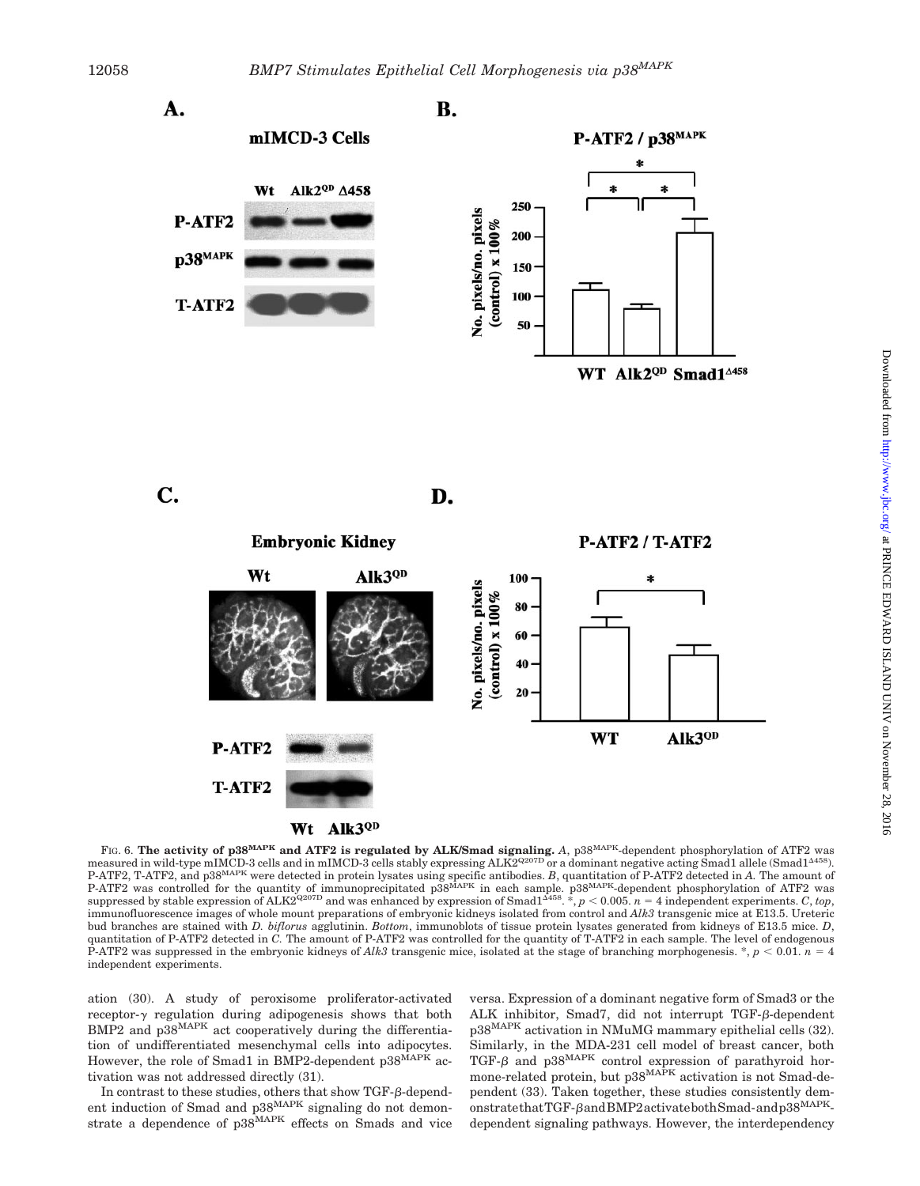FIG. 6. **The activity of p38$^{MAPK}$ and ATF2 is regulated by ALK/Smad signaling.** *A*, p38$^{MAPK}$-dependent phosphorylation of ATF2 was measured in wild-type mIMCD-3 cells and in mIMCD-3 cells stably expressing ALK2$^{Q207D}$ or a dominant negative acting Smad1 allele (Smad1$^{\Delta 458}$). P-ATF2, T-ATF2, and p38$^{MAPK}$ were detected in protein lysates using specific antibodies. *B*, quantitation of P-ATF2 detected in *A*. The amount of P-ATF2 was controlled for the quantity of immunoprecipitated p38$^{MAPK}$ in each sample. p38$^{MAPK}$-dependent phosphorylation of ATF2 was suppressed by stable expression of ALK2$^{Q207D}$ and was enhanced by expression of Smad1$^{\Delta 458}$. *, $p < 0.005$. $n = 4$ independent experiments. *C*, *top*, immunofluorescence images of whole mount preparations of embryonic kidneys isolated from control and *Alk3* transgenic mice at E13.5. Ureteric bud branches are stained with *D. biflorus* agglutinin. *Bottom*, immunoblots of tissue protein lysates generated from kidneys of E13.5 mice. *D*, quantitation of P-ATF2 detected in *C*. The amount of P-ATF2 was controlled for the quantity of T-ATF2 in each sample. The level of endogenous P-ATF2 was suppressed in the embryonic kidneys of *Alk3* transgenic mice, isolated at the stage of branching morphogenesis. *, $p < 0.01$. $n = 4$ independent experiments.

ation (30). A study of peroxisome proliferator-activated receptor-γ regulation during adipogenesis shows that both BMP2 and p38$^{MAPK}$ act cooperatively during the differentiation of undifferentiated mesenchymal cells into adipocytes. However, the role of Smad1 in BMP2-dependent p38$^{MAPK}$ activation was not addressed directly (31).

In contrast to these studies, others that show TGF-β-dependent induction of Smad and p38$^{MAPK}$ signaling do not demonstrate a dependence of p38$^{MAPK}$ effects on Smads and vice versa. Expression of a dominant negative form of Smad3 or the ALK inhibitor, Smad7, did not interrupt TGF-β-dependent p38$^{MAPK}$ activation in NMuMG mammary epithelial cells (32). Similarly, in the MDA-231 cell model of breast cancer, both TGF-β and p38$^{MAPK}$ control expression of parathyroid hormone-related protein, but p38$^{MAPK}$ activation is not Smad-dependent (33). Taken together, these studies consistently demonstrate that TGF-β and BMP2 activate both Smad- and p38$^{MAPK}$-dependent signaling pathways. However, the interdependency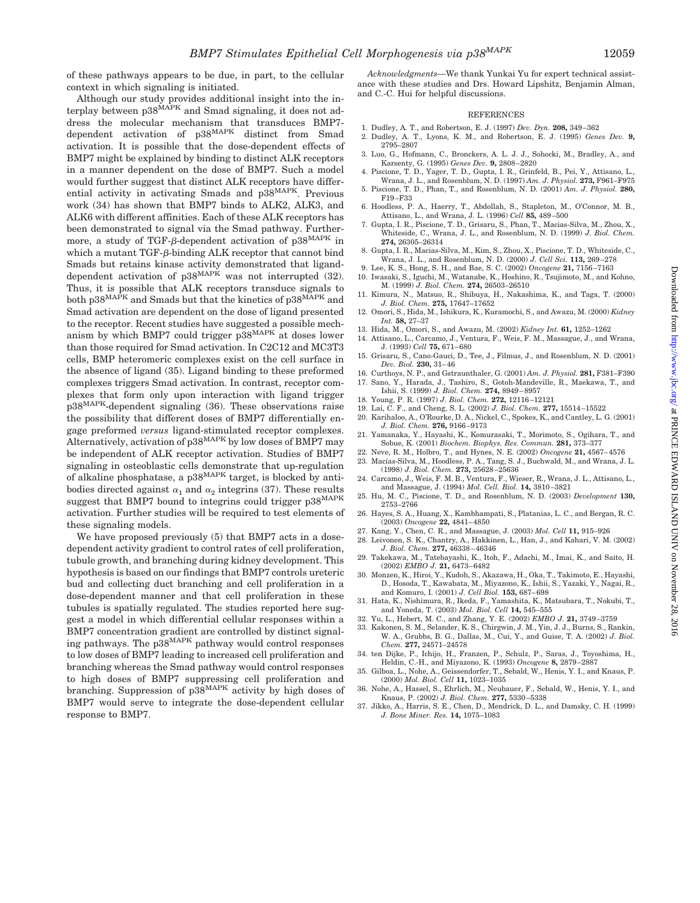of these pathways appears to be due, in part, to the cellular context in which signaling is initiated.

Although our study provides additional insight into the interplay between $p38^{MAPK}$ and Smad signaling, it does not address the molecular mechanism that transduces BMP7-dependent activation of $p38^{MAPK}$ distinct from Smad activation. It is possible that the dose-dependent effects of BMP7 might be explained by binding to distinct ALK receptors in a manner dependent on the dose of BMP7. Such a model would further suggest that distinct ALK receptors have differential activity in activating Smads and $p38^{MAPK}$. Previous work (34) has shown that BMP7 binds to ALK2, ALK3, and ALK6 with different affinities. Each of these ALK receptors has been demonstrated to signal via the Smad pathway. Furthermore, a study of TGF-β-dependent activation of $p38^{MAPK}$ in which a mutant TGF-β-binding ALK receptor that cannot bind Smads but retains kinase activity demonstrated that ligand-dependent activation of $p38^{MAPK}$ was not interrupted (32). Thus, it is possible that ALK receptors transduce signals to both $p38^{MAPK}$ and Smads but that the kinetics of $p38^{MAPK}$ and Smad activation are dependent on the dose of ligand presented to the receptor. Recent studies have suggested a possible mechanism by which BMP7 could trigger $p38^{MAPK}$ at doses lower than those required for Smad activation. In C2C12 and MC3T3 cells, BMP heteromeric complexes exist on the cell surface in the absence of ligand (35). Ligand binding to these preformed complexes triggers Smad activation. In contrast, receptor complexes that form only upon interaction with ligand trigger $p38^{MAPK}$-dependent signaling (36). These observations raise the possibility that different doses of BMP7 differentially engage preformed *versus* ligand-stimulated receptor complexes. Alternatively, activation of $p38^{MAPK}$ by low doses of BMP7 may be independent of ALK receptor activation. Studies of BMP7 signaling in osteoblastic cells demonstrate that up-regulation of alkaline phosphatase, a $p38^{MAPK}$ target, is blocked by antibodies directed against $\alpha_1$ and $\alpha_2$ integrins (37). These results suggest that BMP7 bound to integrins could trigger $p38^{MAPK}$ activation. Further studies will be required to test elements of these signaling models.

We have proposed previously (5) that BMP7 acts in a dose-dependent activity gradient to control rates of cell proliferation, tubule growth, and branching during kidney development. This hypothesis is based on our findings that BMP7 controls ureteric bud and collecting duct branching and cell proliferation in a dose-dependent manner and that cell proliferation in these tubules is spatially regulated. The studies reported here suggest a model in which differential cellular responses within a BMP7 concentration gradient are controlled by distinct signaling pathways. The $p38^{MAPK}$ pathway would control responses to low doses of BMP7 leading to increased cell proliferation and branching whereas the Smad pathway would control responses to high doses of BMP7 suppressing cell proliferation and branching. Suppression of $p38^{MAPK}$ activity by high doses of BMP7 would serve to integrate the dose-dependent cellular response to BMP7.

*Acknowledgments*—We thank Yunkai Yu for expert technical assistance with these studies and Drs. Howard Lipshitz, Benjamin Alman, and C.-C. Hui for helpful discussions.

## REFERENCES

1. Dudley, A. T., and Robertson, E. J. (1997) *Dev. Dyn.* **208,** 349–362
2. Dudley, A. T., Lyons, K. M., and Robertson, E. J. (1995) *Genes Dev.* **9,** 2795–2807
3. Luo, G., Hofmann, C., Bronckers, A. L. J. J., Sohocki, M., Bradley, A., and Karsenty, G. (1995) *Genes Dev.* **9,** 2808–2820
4. Piscione, T. D., Yager, T. D., Gupta, I. R., Grinfeld, B., Pei, Y., Attisano, L., Wrana, J. L., and Rosenblum, N. D. (1997) *Am. J. Physiol.* **273,** F961–F975
5. Piscione, T. D., Phan, T., and Rosenblum, N. D. (2001) *Am. J. Physiol.* **280,** F19–F33
6. Hoodless, P. A., Haerry, T., Abdollah, S., Stapleton, M., O'Connor, M. B., Attisano, L., and Wrana, J. L. (1996) *Cell* **85,** 489–500
7. Gupta, I. R., Piscione, T. D., Grisaru, S., Phan, T., Macias-Silva, M., Zhou, X., Whiteside, C., Wrana, J. L., and Rosenblum, N. D. (1999) *J. Biol. Chem.* **274,** 26305–26314
8. Gupta, I. R., Macias-Silva, M., Kim, S., Zhou, X., Piscione, T. D., Whiteside, C., Wrana, J. L., and Rosenblum, N. D. (2000) *J. Cell Sci.* **113,** 269–278
9. Lee, K. S., Hong, S. H., and Bae, S. C. (2002) *Oncogene* **21,** 7156–7163
10. Iwasaki, S., Iguchi, M., Watanabe, K., Hoshino, R., Tsujimoto, M., and Kohno, M. (1999) *J. Biol. Chem.* **274,** 26503–26510
11. Kimura, N., Matsuo, R., Shibuya, H., Nakashima, K., and Taga, T. (2000) *J. Biol. Chem.* **275,** 17647–17652
12. Omori, S., Hida, M., Ishikura, K., Kuramochi, S., and Awazu, M. (2000) *Kidney Int.* **58,** 27–37
13. Hida, M., Omori, S., and Awazu, M. (2002) *Kidney Int.* **61,** 1252–1262
14. Attisano, L., Carcamo, J., Ventura, F., Weis, F. M., Massague, J., and Wrana, J. (1993) *Cell* **75,** 671–680
15. Grisaru, S., Cano-Gauci, D., Tee, J., Filmus, J., and Rosenblum, N. D. (2001) *Dev. Biol.* **230,** 31–46
16. Curthoys, N. P., and Gstraunthaler, G. (2001) *Am. J. Physiol.* **281,** F381–F390
17. Sano, Y., Harada, J., Tashiro, S., Gotoh-Mandeville, R., Maekawa, T., and Ishii, S. (1999) *J. Biol. Chem.* **274,** 8949–8957
18. Young, P. R. (1997) *J. Biol. Chem.* **272,** 12116–12121
19. Lai, C. F., and Cheng, S. L. (2002) *J. Biol. Chem.* **277,** 15514–15522
20. Karihaloo, A., O'Rourke, D. A., Nickel, C., Spokes, K., and Cantley, L. G. (2001) *J. Biol. Chem.* **276,** 9166–9173
21. Yamanaka, Y., Hayashi, K., Komurasaki, T., Morimoto, S., Ogihara, T., and Sobue, K. (2001) *Biochem. Biophys. Res. Commun.* **281,** 373–377
22. Neve, R. M., Holbro, T., and Hynes, N. E. (2002) *Oncogene* **21,** 4567–4576
23. Macías-Silva, M., Hoodless, P. A., Tang, S. J., Buchwald, M., and Wrana, J. L. (1998) *J. Biol. Chem.* **273,** 25628–25636
24. Carcamo, J., Weis, F. M. B., Ventura, F., Wieser, R., Wrana, J. L., Attisano, L., and Massague, J. (1994) *Mol. Cell. Biol.* **14,** 3810–3821
25. Hu, M. C., Piscione, T. D., and Rosenblum, N. D. (2003) *Development* **130,** 2753–2766
26. Hayes, S. A., Huang, X., Kambhampati, S., Platanias, L. C., and Bergan, R. C. (2003) *Oncogene* **22,** 4841–4850
27. Kang, Y., Chen, C. R., and Massague, J. (2003) *Mol. Cell* **11,** 915–926
28. Leivonen, S. K., Chantry, A., Hakkinen, L., Han, J., and Kahari, V. M. (2002) *J. Biol. Chem.* **277,** 46338–46346
29. Takekawa, M., Tatebayashi, K., Itoh, F., Adachi, M., Imai, K., and Saito, H. (2002) *EMBO J.* **21,** 6473–6482
30. Monzen, K., Hiroi, Y., Kudoh, S., Akazawa, H., Oka, T., Takimoto, E., Hayashi, D., Hosoda, T., Kawabata, M., Miyazono, K., Ishii, S., Yazaki, Y., Nagai, R., and Komuro, I. (2001) *J. Cell Biol.* **153,** 687–698
31. Hata, K., Nishimura, R., Ikeda, F., Yamashita, K., Matsubara, T., Nokubi, T., and Yoneda, T. (2003) *Mol. Biol. Cell* **14,** 545–555
32. Yu, L., Hebert, M. C., and Zhang, Y. E. (2002) *EMBO J.* **21,** 3749–3759
33. Kakonen, S. M., Selander, K. S., Chirgwin, J. M., Yin, J. J., Burns, S., Rankin, W. A., Grubbs, B. G., Dallas, M., Cui, Y., and Guise, T. A. (2002) *J. Biol. Chem.* **277,** 24571–24578
34. ten Dijke, P., Ichijo, H., Franzen, P., Schulz, P., Saras, J., Toyoshima, H., Heldin, C.-H., and Miyazono, K. (1993) *Oncogene* **8,** 2879–2887
35. Gilboa, L., Nohe, A., Geissendorfer, T., Sebald, W., Henis, Y. I., and Knaus, P. (2000) *Mol. Biol. Cell* **11,** 1023–1035
36. Nohe, A., Hassel, S., Ehrlich, M., Neubauer, F., Sebald, W., Henis, Y. I., and Knaus, P. (2002) *J. Biol. Chem.* **277,** 5330–5338
37. Jikko, A., Harris, S. E., Chen, D., Mendrick, D. L., and Damsky, C. H. (1999) *J. Bone Miner. Res.* **14,** 1075–1083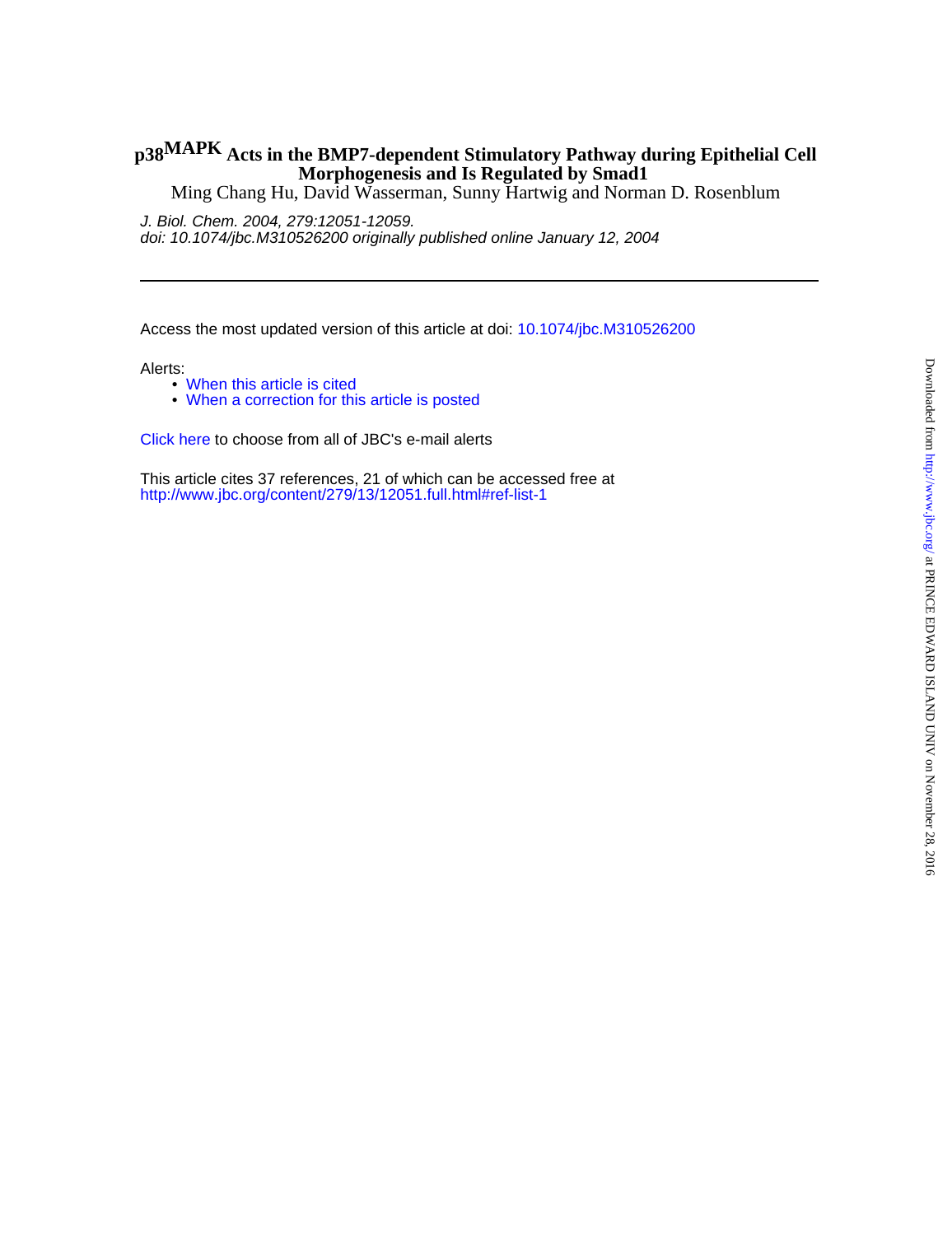# $p38^{MAPK}$ Acts in the BMP7-dependent Stimulatory Pathway during Epithelial Cell Morphogenesis and Is Regulated by Smad1

Ming Chang Hu, David Wasserman, Sunny Hartwig and Norman D. Rosenblum

*J. Biol. Chem. 2004, 279:12051-12059.*
*doi: 10.1074/jbc.M310526200 originally published online January 12, 2004*

---

Access the most updated version of this article at doi: 10.1074/jbc.M310526200

Alerts:

- When this article is cited
- When a correction for this article is posted

Click here to choose from all of JBC's e-mail alerts

This article cites 37 references, 21 of which can be accessed free at
http://www.jbc.org/content/279/13/12051.full.html#ref-list-1

Downloaded from http://www.jbc.org/ at PRINCE EDWARD ISLAND UNIV on November 28, 2016